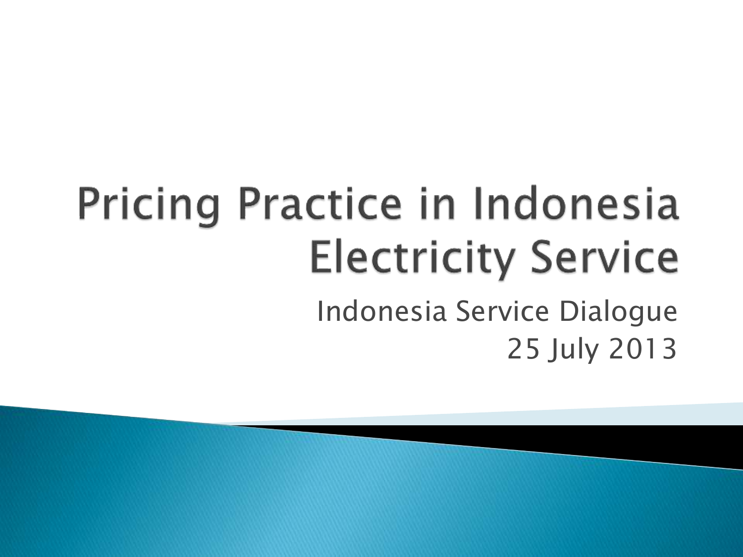# Pricing Practice in Indonesia Electricity Service

Indonesia Service Dialogue
25 July 2013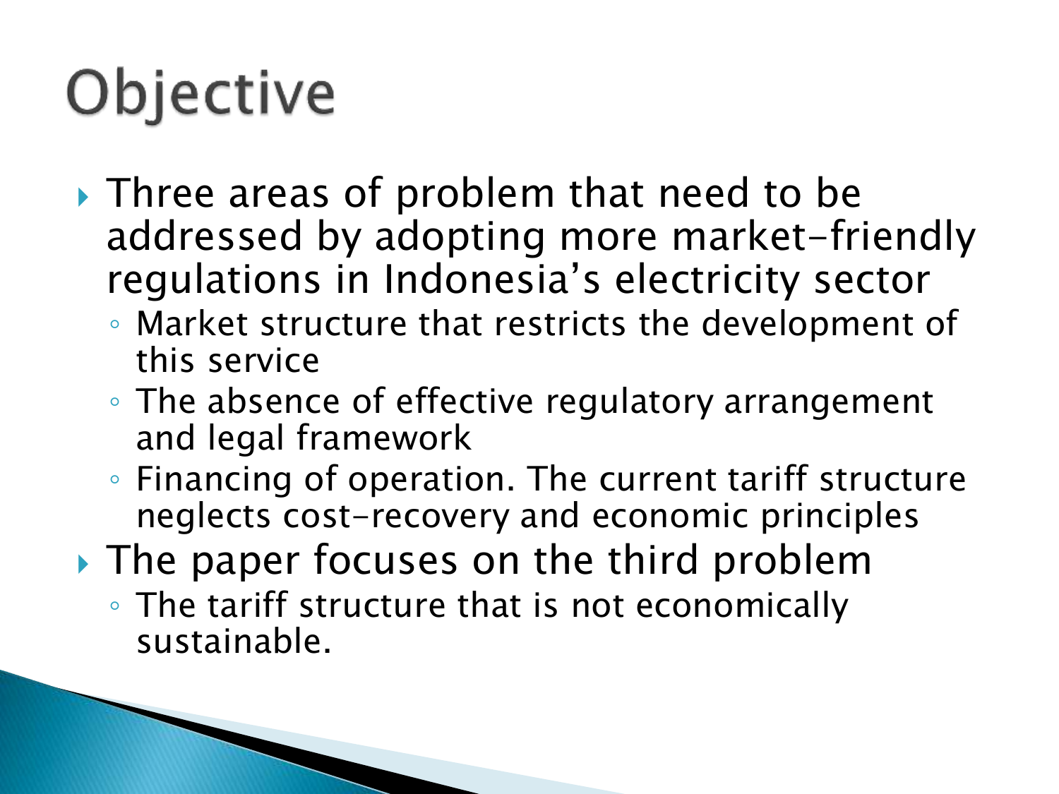# Objective

- Three areas of problem that need to be addressed by adopting more market-friendly regulations in Indonesia's electricity sector
  - Market structure that restricts the development of this service
  - The absence of effective regulatory arrangement and legal framework
  - Financing of operation. The current tariff structure neglects cost-recovery and economic principles
- The paper focuses on the third problem
  - The tariff structure that is not economically sustainable.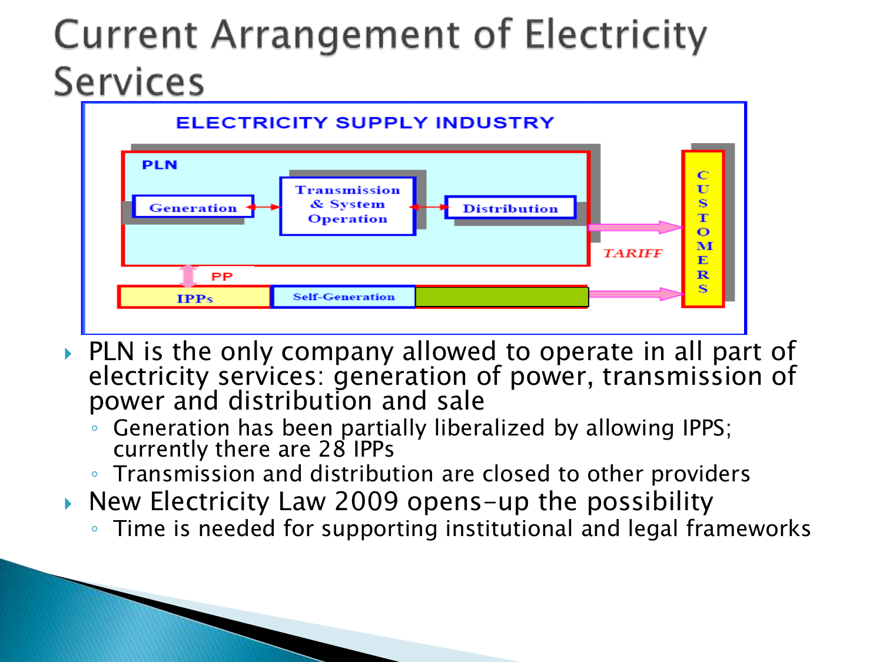# Current Arrangement of Electricity Services

ELECTRICITY SUPPLY INDUSTRY

PLN

Generation

Transmission & System Operation

Distribution

PP

IPPs

Self-Generation

TARIFF

CUSTOMERS

- PLN is the only company allowed to operate in all part of electricity services: generation of power, transmission of power and distribution and sale
  - Generation has been partially liberalized by allowing IPPS; currently there are 28 IPPs
  - Transmission and distribution are closed to other providers
- New Electricity Law 2009 opens-up the possibility
  - Time is needed for supporting institutional and legal frameworks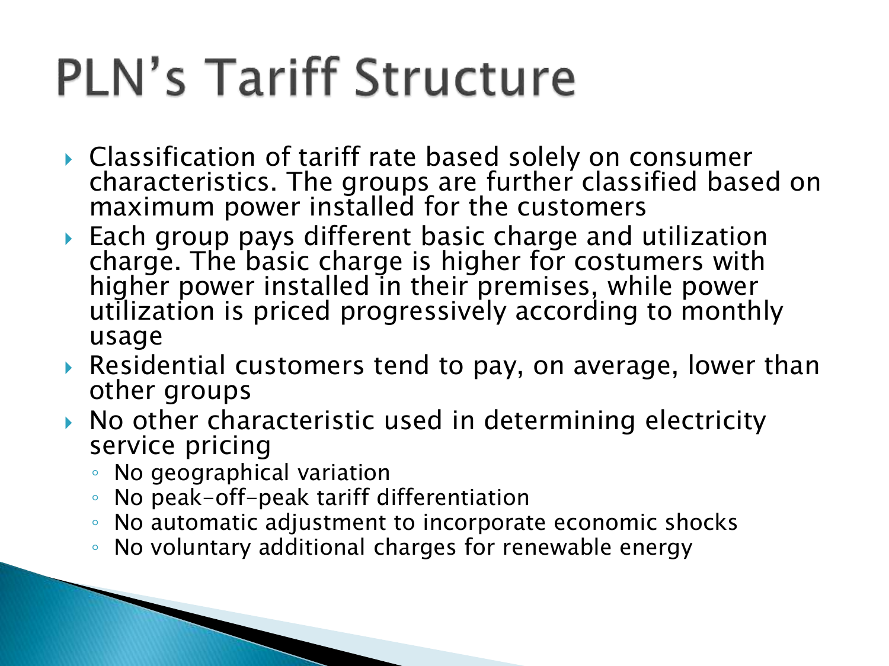# PLN’s Tariff Structure

- Classification of tariff rate based solely on consumer characteristics. The groups are further classified based on maximum power installed for the customers
- Each group pays different basic charge and utilization charge. The basic charge is higher for costumers with higher power installed in their premises, while power utilization is priced progressively according to monthly usage
- Residential customers tend to pay, on average, lower than other groups
- No other characteristic used in determining electricity service pricing
  - No geographical variation
  - No peak-off-peak tariff differentiation
  - No automatic adjustment to incorporate economic shocks
  - No voluntary additional charges for renewable energy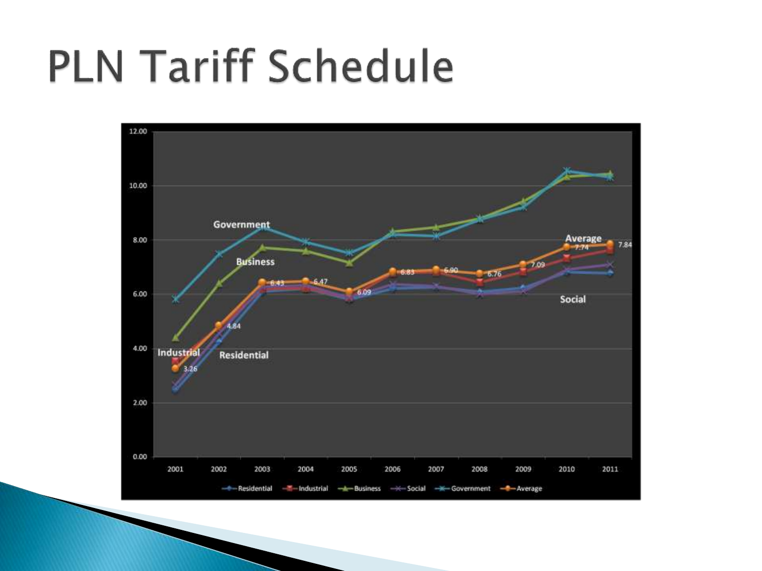# PLN Tariff Schedule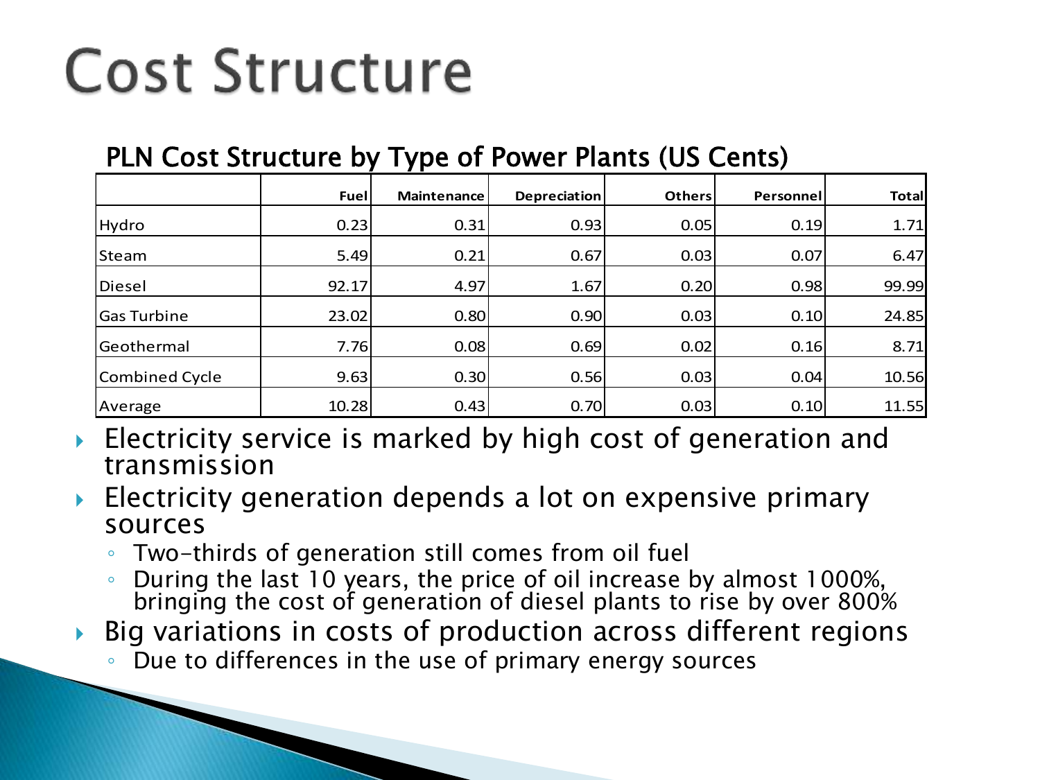# Cost Structure

## PLN Cost Structure by Type of Power Plants (US Cents)

| | Fuel | Maintenance | Depreciation | Others | Personnel | Total |
|---|---|---|---|---|---|---|
| Hydro | 0.23 | 0.31 | 0.93 | 0.05 | 0.19 | 1.71 |
| Steam | 5.49 | 0.21 | 0.67 | 0.03 | 0.07 | 6.47 |
| Diesel | 92.17 | 4.97 | 1.67 | 0.20 | 0.98 | 99.99 |
| Gas Turbine | 23.02 | 0.80 | 0.90 | 0.03 | 0.10 | 24.85 |
| Geothermal | 7.76 | 0.08 | 0.69 | 0.02 | 0.16 | 8.71 |
| Combined Cycle | 9.63 | 0.30 | 0.56 | 0.03 | 0.04 | 10.56 |
| Average | 10.28 | 0.43 | 0.70 | 0.03 | 0.10 | 11.55 |

- Electricity service is marked by high cost of generation and transmission
- Electricity generation depends a lot on expensive primary sources
  - Two-thirds of generation still comes from oil fuel
  - During the last 10 years, the price of oil increase by almost 1000%, bringing the cost of generation of diesel plants to rise by over 800%
- Big variations in costs of production across different regions
  - Due to differences in the use of primary energy sources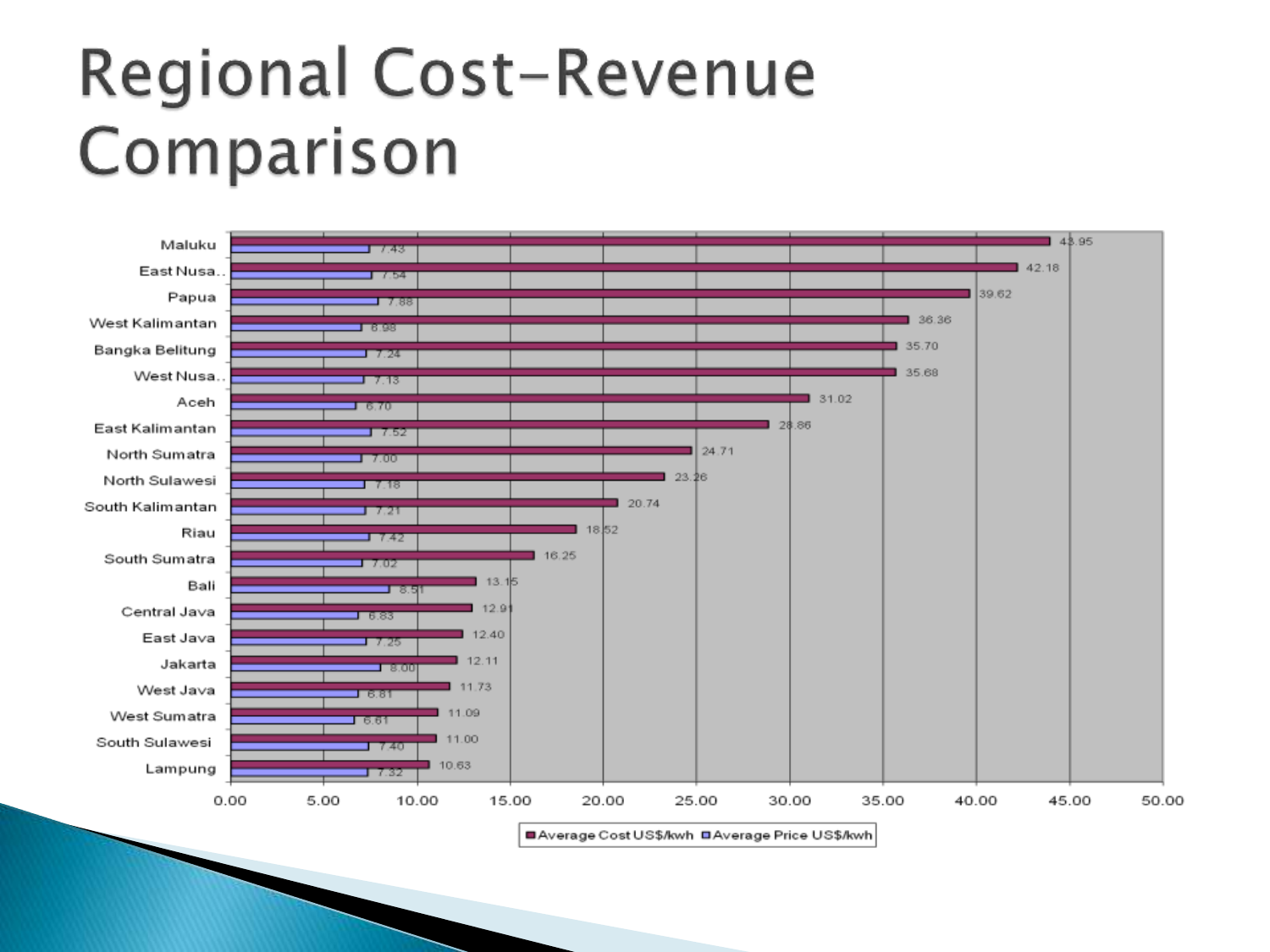# Regional Cost-Revenue Comparison

| Region | Average Cost US$/kwh | Average Price US$/kwh |
|---|---|---|
| Maluku | 43.95 | 7.43 |
| East Nusa.. | 42.18 | 7.54 |
| Papua | 39.62 | 7.88 |
| West Kalimantan | 36.36 | 6.98 |
| Bangka Belitung | 35.70 | 7.24 |
| West Nusa.. | 35.68 | 7.13 |
| Aceh | 31.02 | 6.70 |
| East Kalimantan | 28.86 | 7.52 |
| North Sumatra | 24.71 | 7.00 |
| North Sulawesi | 23.26 | 7.18 |
| South Kalimantan | 20.74 | 7.21 |
| Riau | 18.52 | 7.42 |
| South Sumatra | 16.25 | 7.02 |
| Bali | 13.15 | 8.51 |
| Central Java | 12.91 | 6.83 |
| East Java | 12.40 | 7.25 |
| Jakarta | 12.11 | 8.00 |
| West Java | 11.73 | 6.81 |
| West Sumatra | 11.09 | 6.61 |
| South Sulawesi | 11.00 | 7.40 |
| Lampung | 10.63 | 7.32 |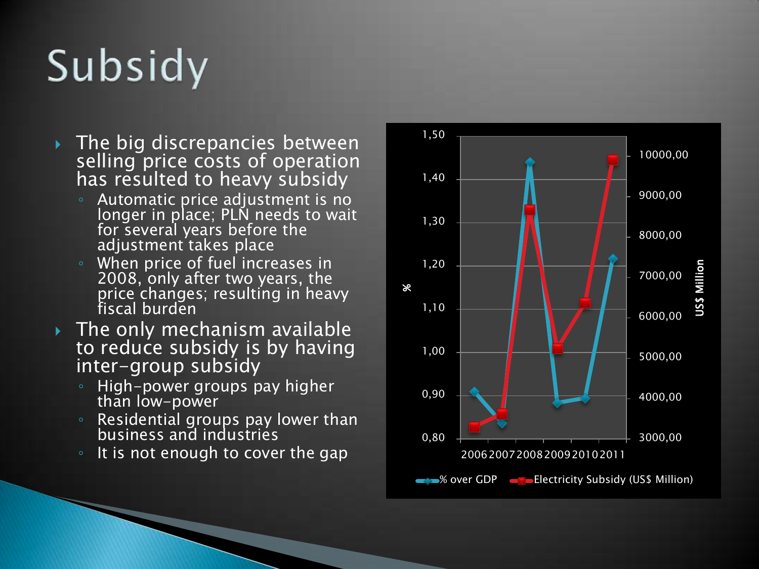# Subsidy

- The big discrepancies between selling price costs of operation has resulted to heavy subsidy
  - Automatic price adjustment is no longer in place; PLN needs to wait for several years before the adjustment takes place
  - When price of fuel increases in 2008, only after two years, the price changes; resulting in heavy fiscal burden
- The only mechanism available to reduce subsidy is by having inter-group subsidy
  - High-power groups pay higher than low-power
  - Residential groups pay lower than business and industries
  - It is not enough to cover the gap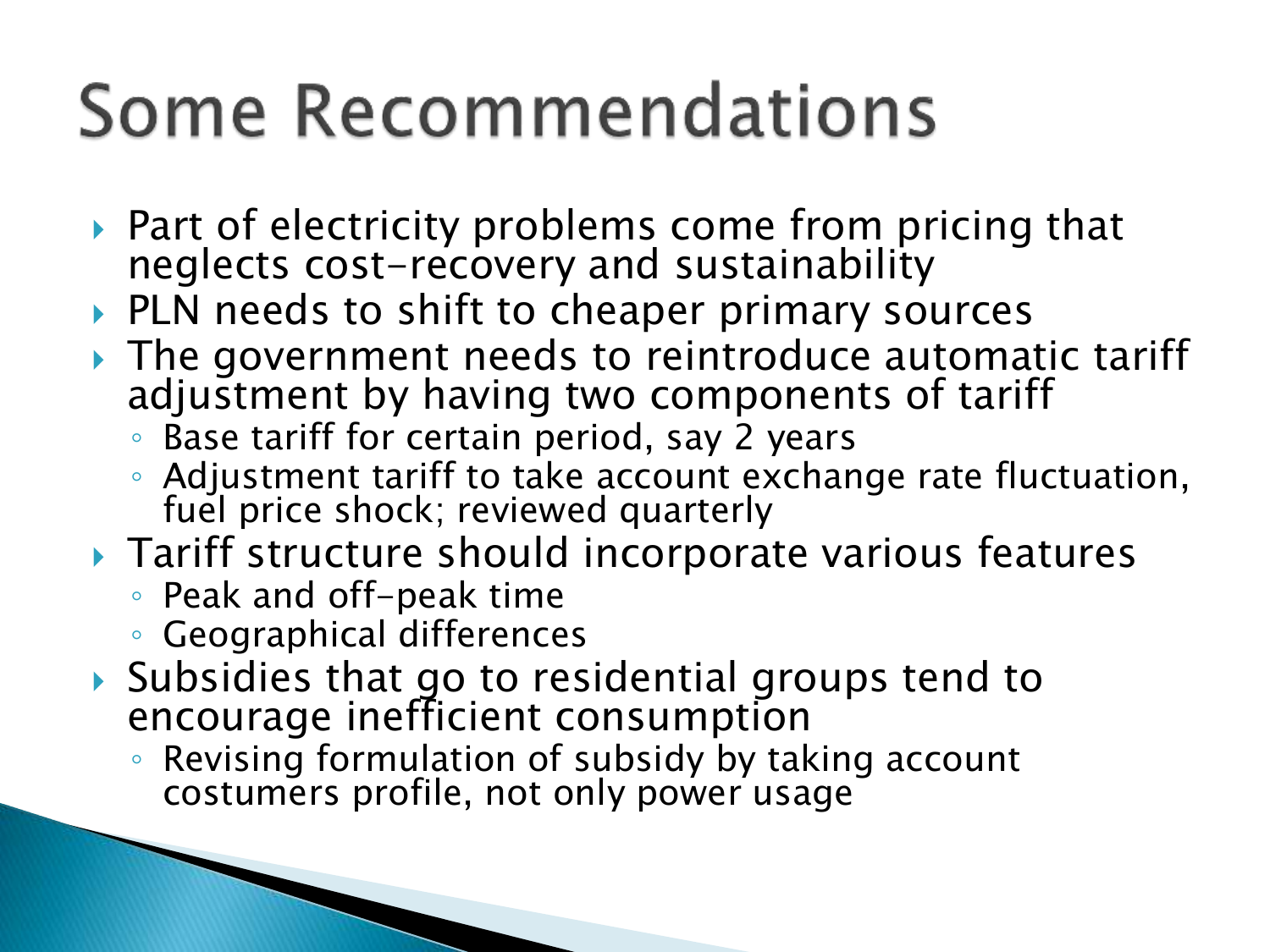# Some Recommendations

- Part of electricity problems come from pricing that neglects cost-recovery and sustainability
- PLN needs to shift to cheaper primary sources
- The government needs to reintroduce automatic tariff adjustment by having two components of tariff
  - Base tariff for certain period, say 2 years
  - Adjustment tariff to take account exchange rate fluctuation, fuel price shock; reviewed quarterly
- Tariff structure should incorporate various features
  - Peak and off-peak time
  - Geographical differences
- Subsidies that go to residential groups tend to encourage inefficient consumption
  - Revising formulation of subsidy by taking account costumers profile, not only power usage